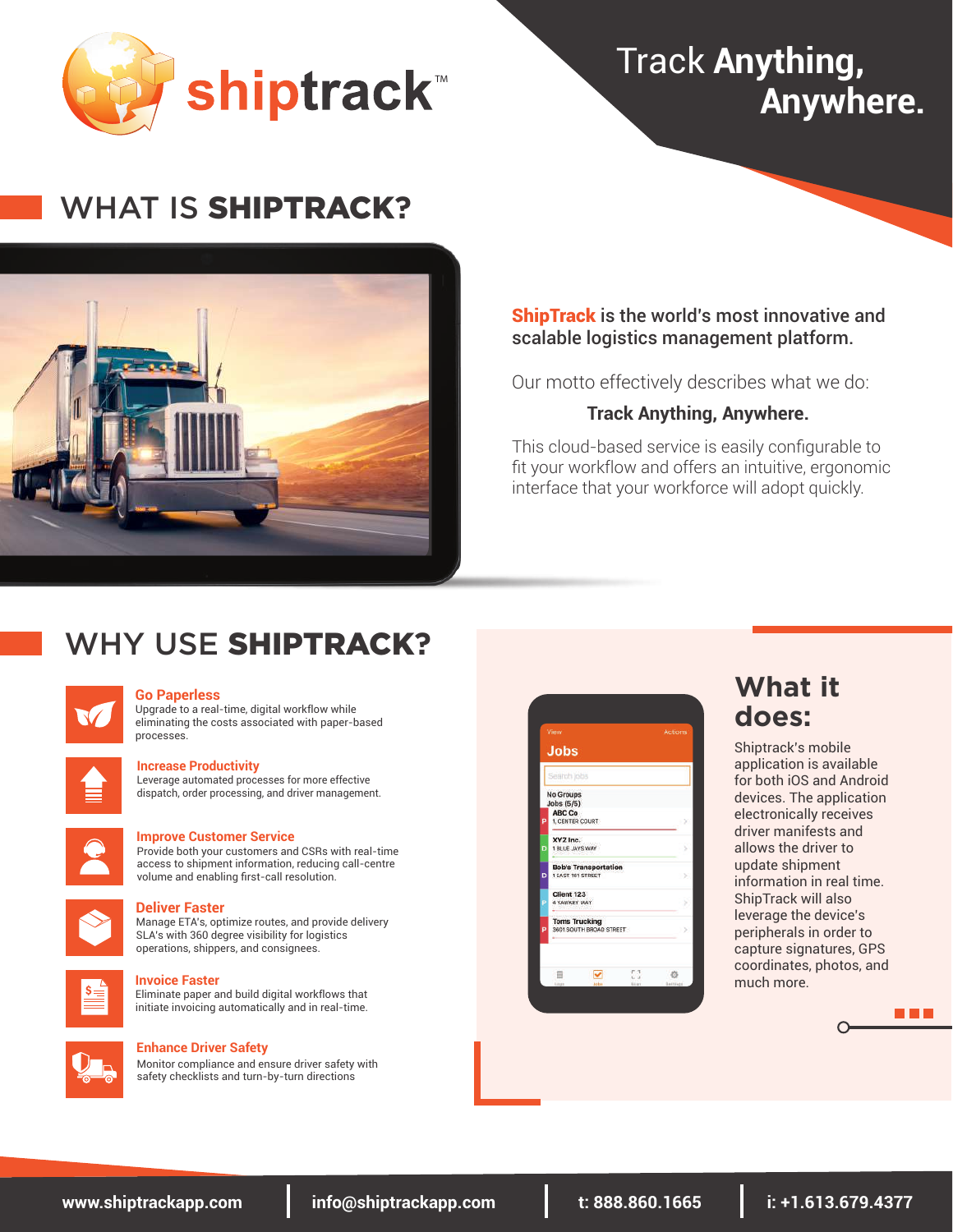shiptrack™

# Track **Anything, Anywhere.**

## WHAT IS **SHIPTRACK?**

**ShipTrack is the world's most innovative and scalable logistics management platform.**

Our motto effectively describes what we do:

**Track Anything, Anywhere.**

This cloud-based service is easily configurable to fit your workflow and offers an intuitive, ergonomic interface that your workforce will adopt quickly.

## WHY USE **SHIPTRACK?**

**Go Paperless**
Upgrade to a real-time, digital workflow while eliminating the costs associated with paper-based processes.

**Increase Productivity**
Leverage automated processes for more effective dispatch, order processing, and driver management.

**Improve Customer Service**
Provide both your customers and CSRs with real-time access to shipment information, reducing call-centre volume and enabling first-call resolution.

**Deliver Faster**
Manage ETA's, optimize routes, and provide delivery SLA's with 360 degree visibility for logistics operations, shippers, and consignees.

**Invoice Faster**
Eliminate paper and build digital workflows that initiate invoicing automatically and in real-time.

**Enhance Driver Safety**
Monitor compliance and ensure driver safety with safety checklists and turn-by-turn directions

## What it does:

Shiptrack's mobile application is available for both iOS and Android devices. The application electronically receives driver manifests and allows the driver to update shipment information in real time. ShipTrack will also leverage the device's peripherals in order to capture signatures, GPS coordinates, photos, and much more.

www.shiptrackapp.com | info@shiptrackapp.com | t: 888.860.1665 | i: +1.613.679.4377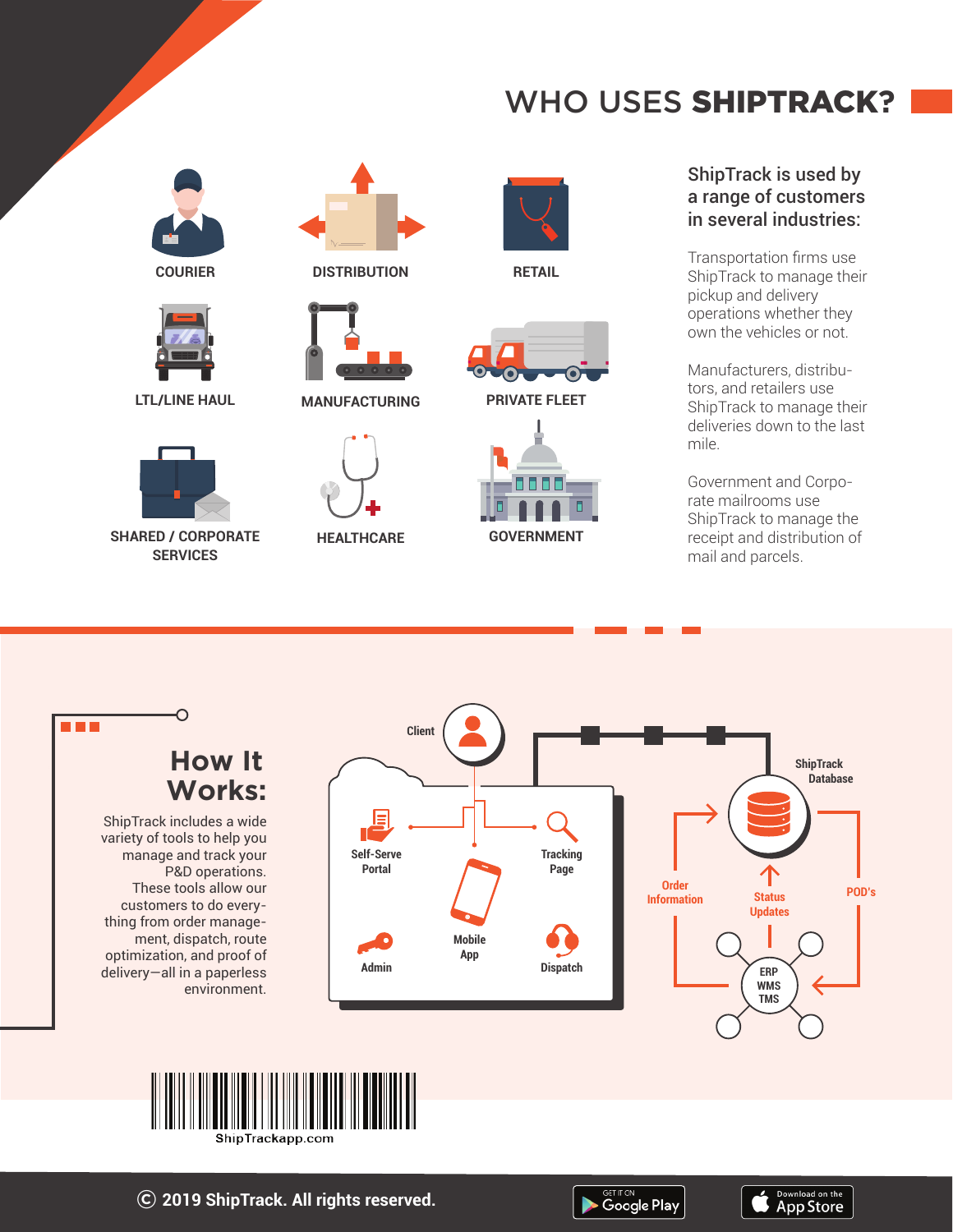# WHO USES **SHIPTRACK?**

COURIER

DISTRIBUTION

RETAIL

LTL/LINE HAUL

MANUFACTURING

PRIVATE FLEET

SHARED / CORPORATE SERVICES

HEALTHCARE

GOVERNMENT

## ShipTrack is used by a range of customers in several industries:

Transportation firms use ShipTrack to manage their pickup and delivery operations whether they own the vehicles or not.

Manufacturers, distributors, and retailers use ShipTrack to manage their deliveries down to the last mile.

Government and Corporate mailrooms use ShipTrack to manage the receipt and distribution of mail and parcels.

## How It Works:

ShipTrack includes a wide variety of tools to help you manage and track your P&D operations. These tools allow our customers to do everything from order management, dispatch, route optimization, and proof of delivery—all in a paperless environment.

Client

Self-Serve Portal

Tracking Page

Mobile App

Admin

Dispatch

ShipTrack Database

Order Information

Status Updates

POD's

ERP
WMS
TMS

ShipTrackapp.com

© 2019 ShipTrack. All rights reserved.

GET IT ON Google Play

Download on the App Store